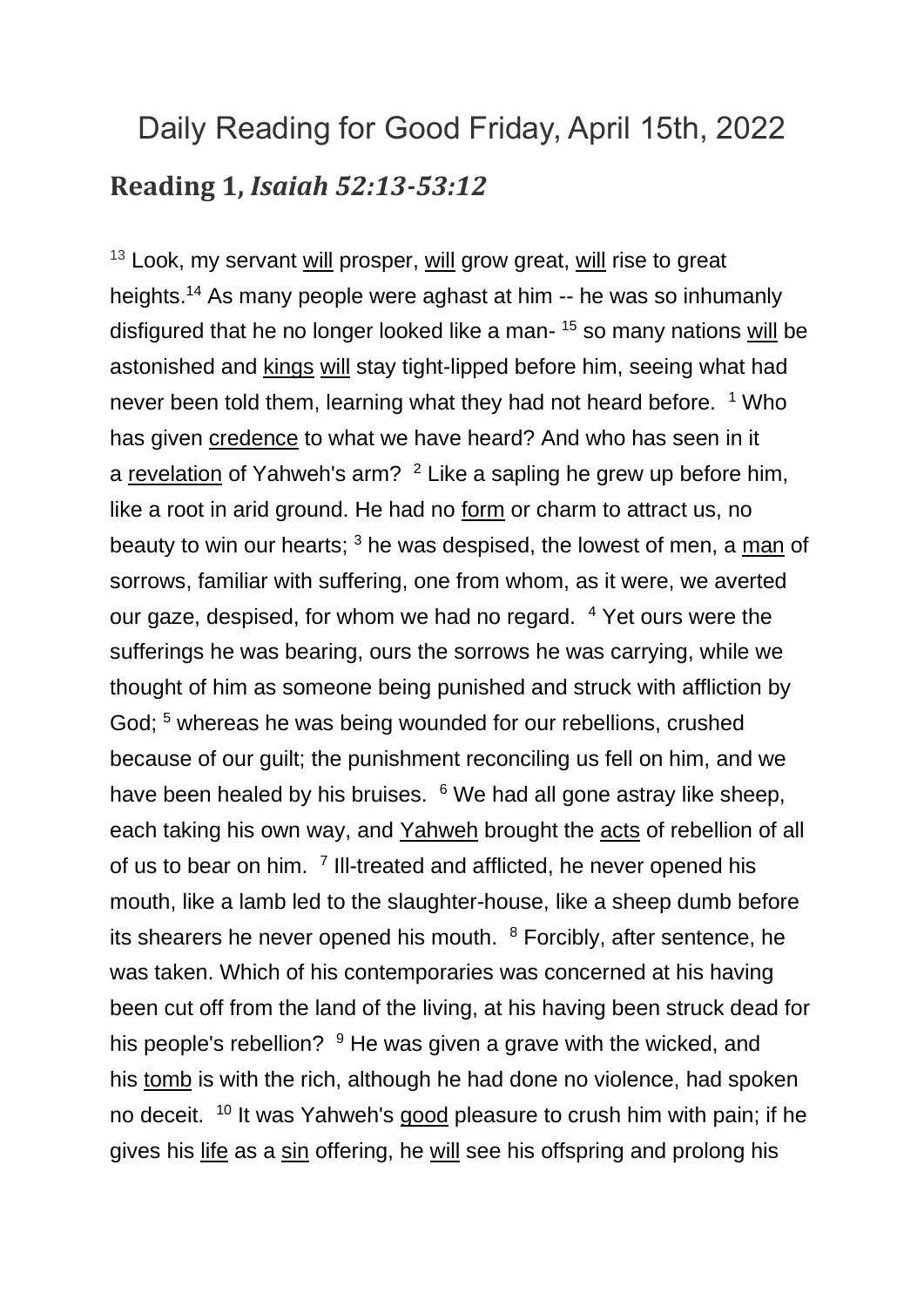# Daily Reading for Good Friday, April 15th, 2022

## Reading 1, *Isaiah 52:13-53:12*

[13] Look, my servant will prosper, will grow great, will rise to great heights.[14] As many people were aghast at him -- he was so inhumanly disfigured that he no longer looked like a man- [15] so many nations will be astonished and kings will stay tight-lipped before him, seeing what had never been told them, learning what they had not heard before. [1] Who has given credence to what we have heard? And who has seen in it a revelation of Yahweh's arm? [2] Like a sapling he grew up before him, like a root in arid ground. He had no form or charm to attract us, no beauty to win our hearts; [3] he was despised, the lowest of men, a man of sorrows, familiar with suffering, one from whom, as it were, we averted our gaze, despised, for whom we had no regard. [4] Yet ours were the sufferings he was bearing, ours the sorrows he was carrying, while we thought of him as someone being punished and struck with affliction by God; [5] whereas he was being wounded for our rebellions, crushed because of our guilt; the punishment reconciling us fell on him, and we have been healed by his bruises. [6] We had all gone astray like sheep, each taking his own way, and Yahweh brought the acts of rebellion of all of us to bear on him. [7] Ill-treated and afflicted, he never opened his mouth, like a lamb led to the slaughter-house, like a sheep dumb before its shearers he never opened his mouth. [8] Forcibly, after sentence, he was taken. Which of his contemporaries was concerned at his having been cut off from the land of the living, at his having been struck dead for his people's rebellion? [9] He was given a grave with the wicked, and his tomb is with the rich, although he had done no violence, had spoken no deceit. [10] It was Yahweh's good pleasure to crush him with pain; if he gives his life as a sin offering, he will see his offspring and prolong his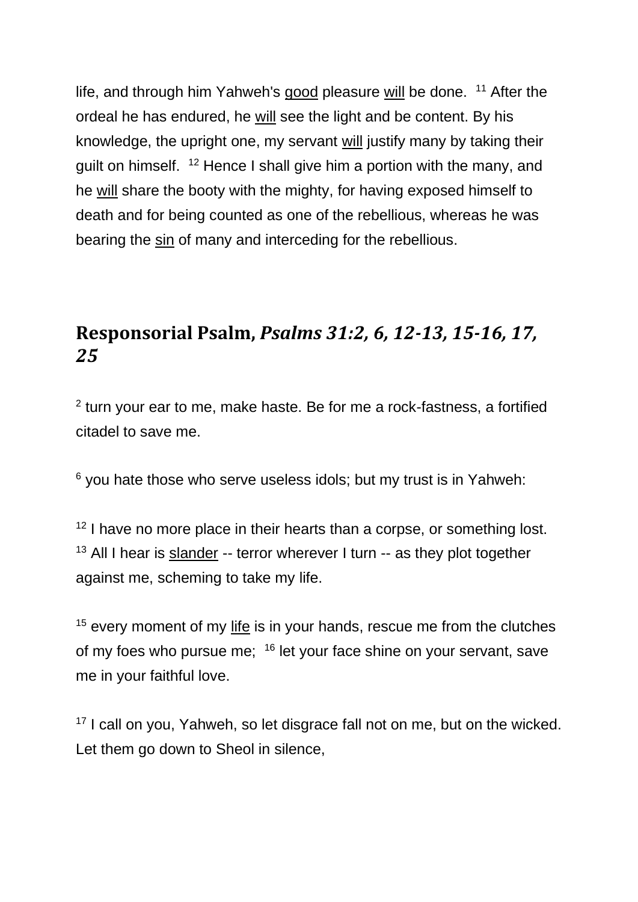life, and through him Yahweh's good pleasure will be done. [11] After the ordeal he has endured, he will see the light and be content. By his knowledge, the upright one, my servant will justify many by taking their guilt on himself. [12] Hence I shall give him a portion with the many, and he will share the booty with the mighty, for having exposed himself to death and for being counted as one of the rebellious, whereas he was bearing the sin of many and interceding for the rebellious.

## Responsorial Psalm, *Psalms 31:2, 6, 12-13, 15-16, 17, 25*

[2] turn your ear to me, make haste. Be for me a rock-fastness, a fortified citadel to save me.

[6] you hate those who serve useless idols; but my trust is in Yahweh:

[12] I have no more place in their hearts than a corpse, or something lost. [13] All I hear is slander -- terror wherever I turn -- as they plot together against me, scheming to take my life.

[15] every moment of my life is in your hands, rescue me from the clutches of my foes who pursue me; [16] let your face shine on your servant, save me in your faithful love.

[17] I call on you, Yahweh, so let disgrace fall not on me, but on the wicked. Let them go down to Sheol in silence,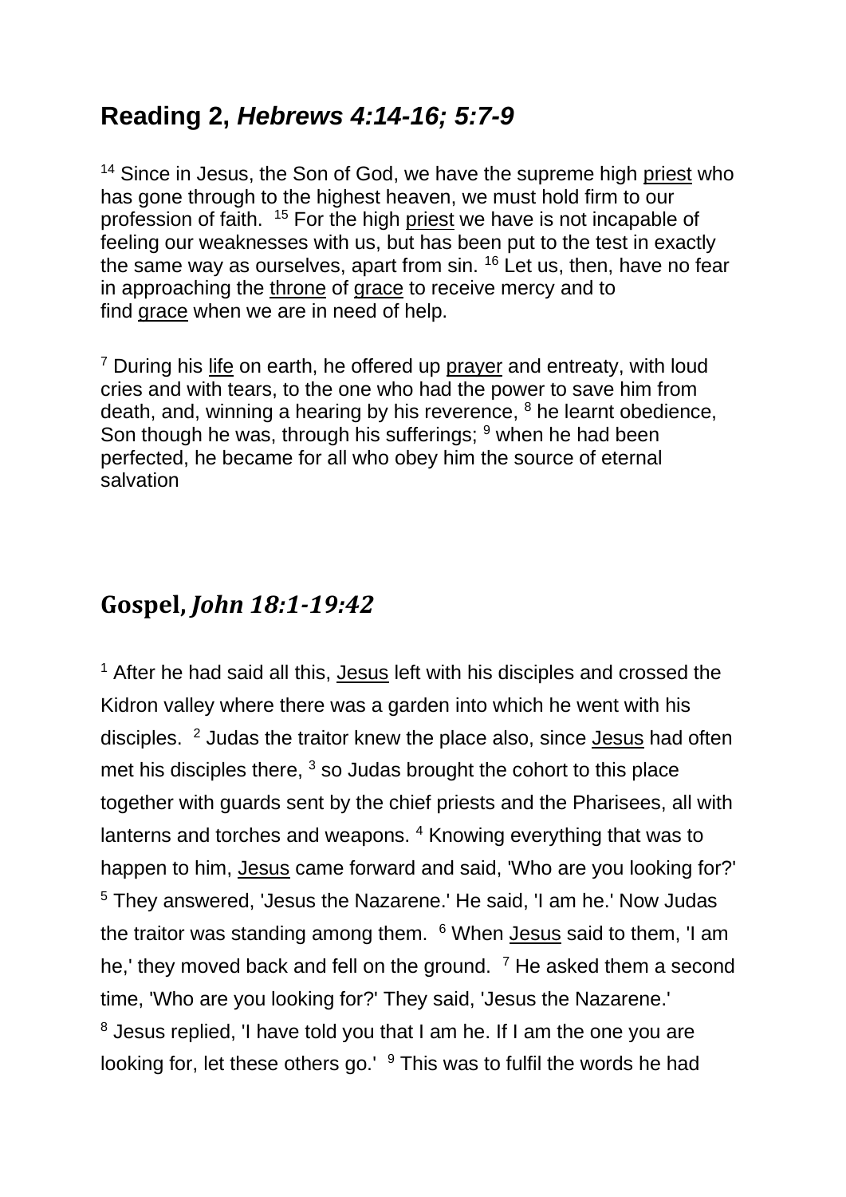## Reading 2, *Hebrews 4:14-16; 5:7-9*

[14] Since in Jesus, the Son of God, we have the supreme high priest who has gone through to the highest heaven, we must hold firm to our profession of faith. [15] For the high priest we have is not incapable of feeling our weaknesses with us, but has been put to the test in exactly the same way as ourselves, apart from sin. [16] Let us, then, have no fear in approaching the throne of grace to receive mercy and to find grace when we are in need of help.

[7] During his life on earth, he offered up prayer and entreaty, with loud cries and with tears, to the one who had the power to save him from death, and, winning a hearing by his reverence, [8] he learnt obedience, Son though he was, through his sufferings; [9] when he had been perfected, he became for all who obey him the source of eternal salvation

## Gospel, *John 18:1-19:42*

[1] After he had said all this, Jesus left with his disciples and crossed the Kidron valley where there was a garden into which he went with his disciples. [2] Judas the traitor knew the place also, since Jesus had often met his disciples there, [3] so Judas brought the cohort to this place together with guards sent by the chief priests and the Pharisees, all with lanterns and torches and weapons. [4] Knowing everything that was to happen to him, Jesus came forward and said, 'Who are you looking for?' [5] They answered, 'Jesus the Nazarene.' He said, 'I am he.' Now Judas the traitor was standing among them. [6] When Jesus said to them, 'I am he,' they moved back and fell on the ground. [7] He asked them a second time, 'Who are you looking for?' They said, 'Jesus the Nazarene.' [8] Jesus replied, 'I have told you that I am he. If I am the one you are looking for, let these others go.' [9] This was to fulfil the words he had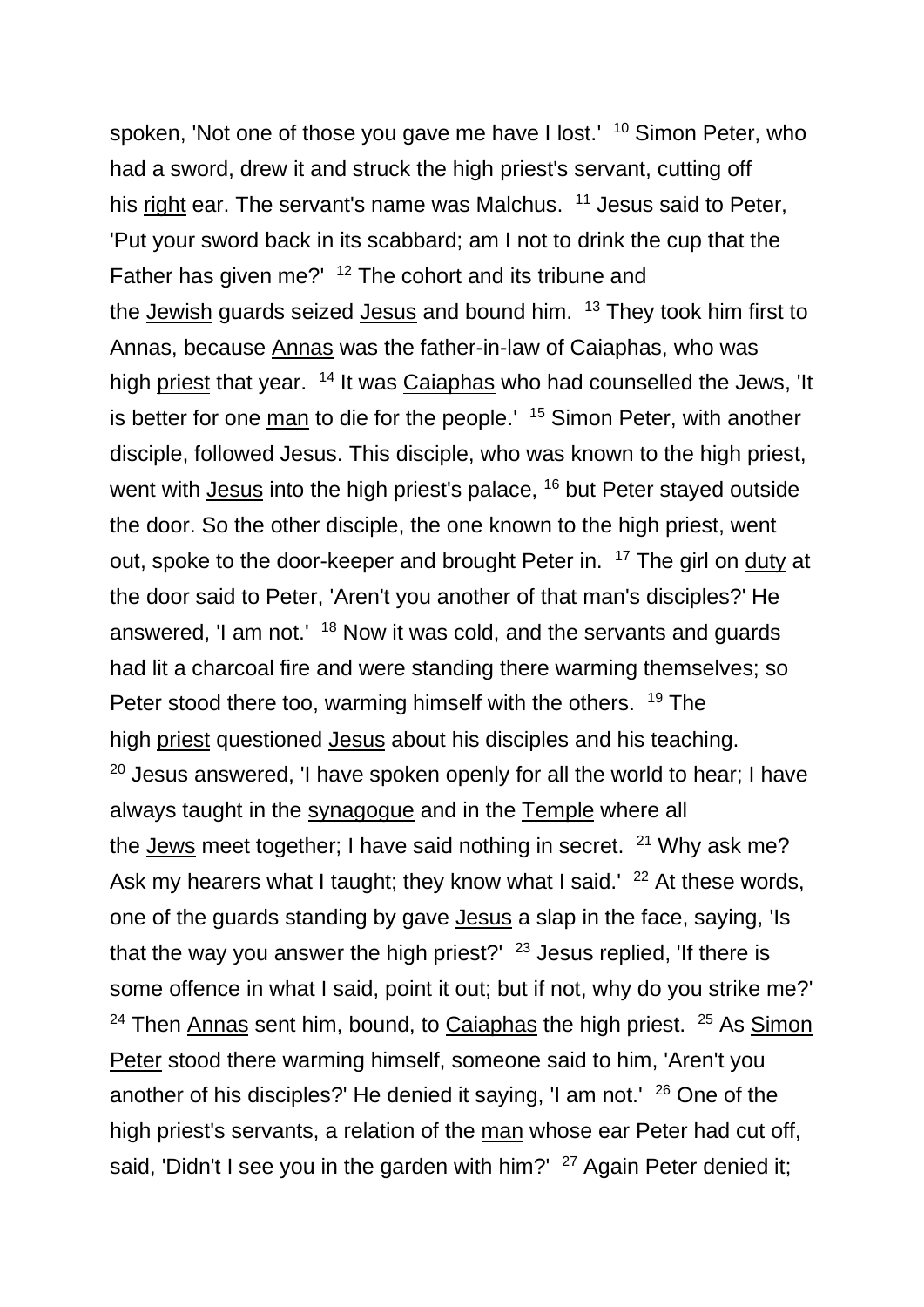spoken, 'Not one of those you gave me have I lost.' [10] Simon Peter, who had a sword, drew it and struck the high priest's servant, cutting off his right ear. The servant's name was Malchus. [11] Jesus said to Peter, 'Put your sword back in its scabbard; am I not to drink the cup that the Father has given me?' [12] The cohort and its tribune and the Jewish guards seized Jesus and bound him. [13] They took him first to Annas, because Annas was the father-in-law of Caiaphas, who was high priest that year. [14] It was Caiaphas who had counselled the Jews, 'It is better for one man to die for the people.' [15] Simon Peter, with another disciple, followed Jesus. This disciple, who was known to the high priest, went with Jesus into the high priest's palace, [16] but Peter stayed outside the door. So the other disciple, the one known to the high priest, went out, spoke to the door-keeper and brought Peter in. [17] The girl on duty at the door said to Peter, 'Aren't you another of that man's disciples?' He answered, 'I am not.' [18] Now it was cold, and the servants and guards had lit a charcoal fire and were standing there warming themselves; so Peter stood there too, warming himself with the others. [19] The high priest questioned Jesus about his disciples and his teaching. [20] Jesus answered, 'I have spoken openly for all the world to hear; I have always taught in the synagogue and in the Temple where all the Jews meet together; I have said nothing in secret. [21] Why ask me? Ask my hearers what I taught; they know what I said.' [22] At these words, one of the guards standing by gave Jesus a slap in the face, saying, 'Is that the way you answer the high priest?' [23] Jesus replied, 'If there is some offence in what I said, point it out; but if not, why do you strike me?' [24] Then Annas sent him, bound, to Caiaphas the high priest. [25] As Simon Peter stood there warming himself, someone said to him, 'Aren't you another of his disciples?' He denied it saying, 'I am not.' [26] One of the high priest's servants, a relation of the man whose ear Peter had cut off, said, 'Didn't I see you in the garden with him?' [27] Again Peter denied it;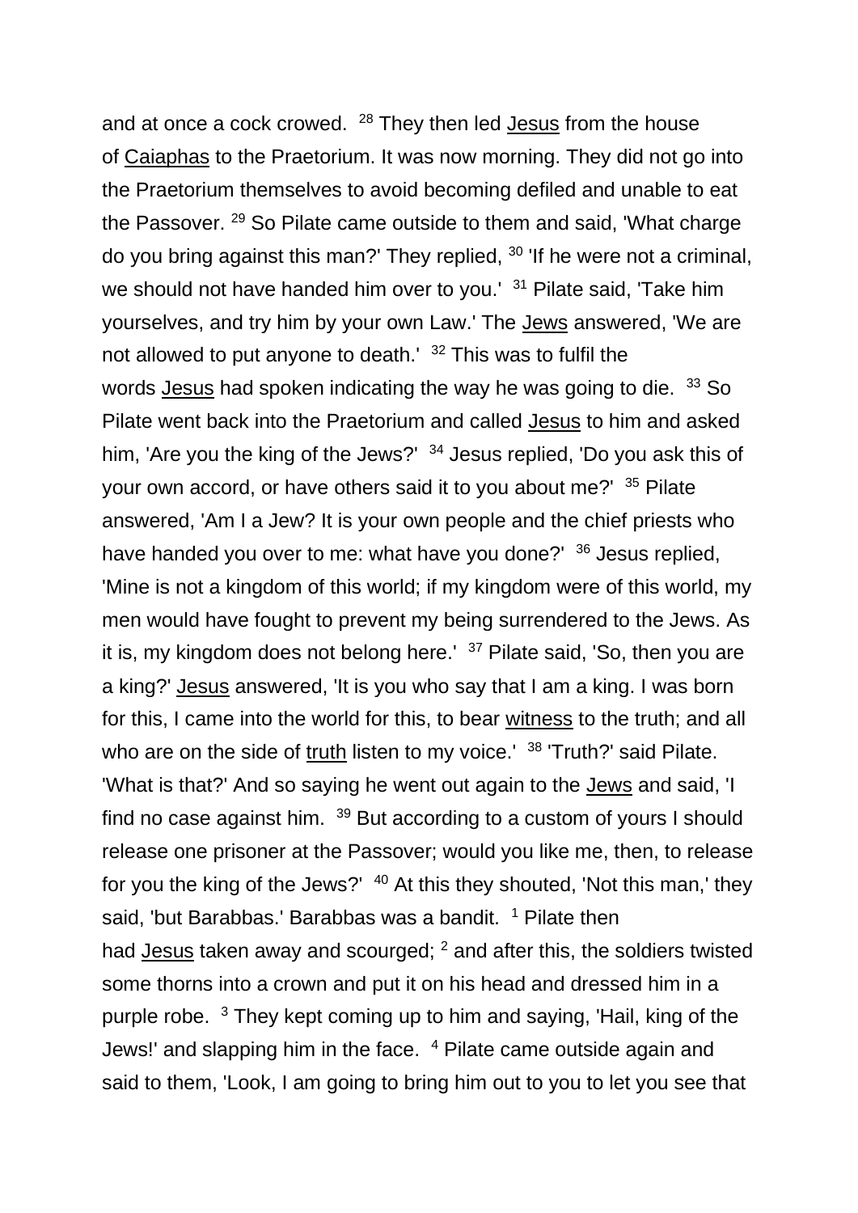and at once a cock crowed. [28] They then led Jesus from the house of Caiaphas to the Praetorium. It was now morning. They did not go into the Praetorium themselves to avoid becoming defiled and unable to eat the Passover. [29] So Pilate came outside to them and said, 'What charge do you bring against this man?' They replied, [30] 'If he were not a criminal, we should not have handed him over to you.' [31] Pilate said, 'Take him yourselves, and try him by your own Law.' The Jews answered, 'We are not allowed to put anyone to death.' [32] This was to fulfil the words Jesus had spoken indicating the way he was going to die. [33] So Pilate went back into the Praetorium and called Jesus to him and asked him, 'Are you the king of the Jews?' [34] Jesus replied, 'Do you ask this of your own accord, or have others said it to you about me?' [35] Pilate answered, 'Am I a Jew? It is your own people and the chief priests who have handed you over to me: what have you done?' [36] Jesus replied, 'Mine is not a kingdom of this world; if my kingdom were of this world, my men would have fought to prevent my being surrendered to the Jews. As it is, my kingdom does not belong here.' [37] Pilate said, 'So, then you are a king?' Jesus answered, 'It is you who say that I am a king. I was born for this, I came into the world for this, to bear witness to the truth; and all who are on the side of truth listen to my voice.' [38] 'Truth?' said Pilate. 'What is that?' And so saying he went out again to the Jews and said, 'I find no case against him. [39] But according to a custom of yours I should release one prisoner at the Passover; would you like me, then, to release for you the king of the Jews?' [40] At this they shouted, 'Not this man,' they said, 'but Barabbas.' Barabbas was a bandit. [1] Pilate then had Jesus taken away and scourged; [2] and after this, the soldiers twisted some thorns into a crown and put it on his head and dressed him in a purple robe. [3] They kept coming up to him and saying, 'Hail, king of the Jews!' and slapping him in the face. [4] Pilate came outside again and said to them, 'Look, I am going to bring him out to you to let you see that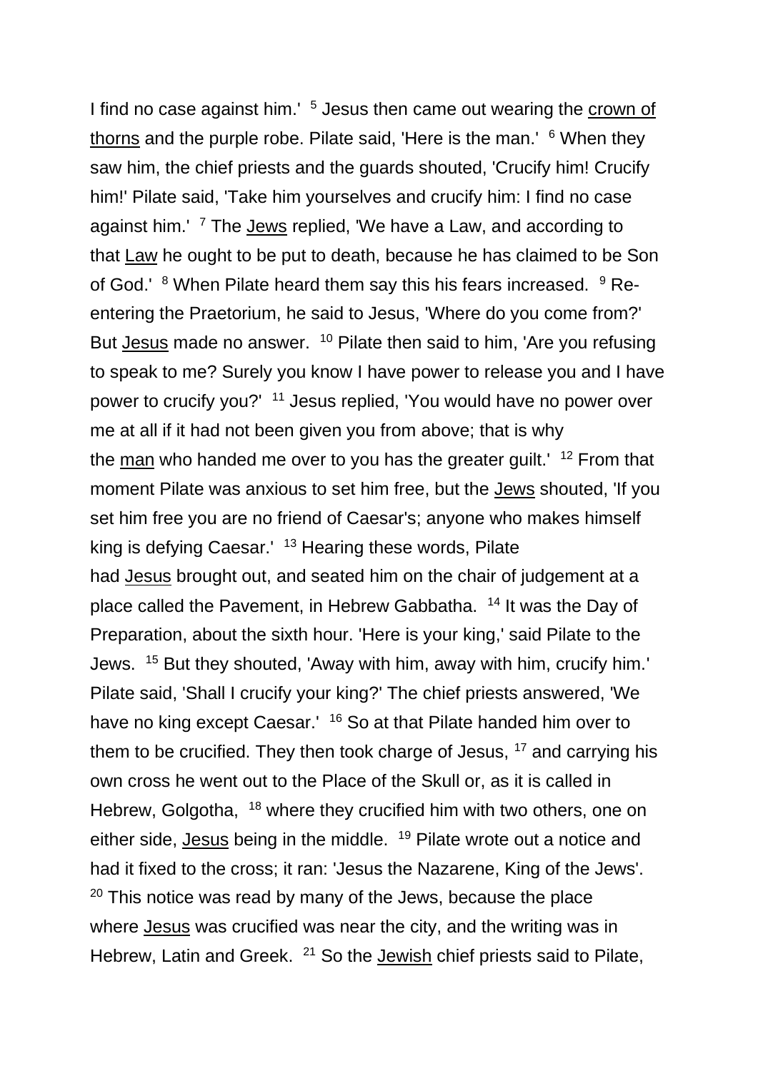I find no case against him.' [5] Jesus then came out wearing the crown of thorns and the purple robe. Pilate said, 'Here is the man.' [6] When they saw him, the chief priests and the guards shouted, 'Crucify him! Crucify him!' Pilate said, 'Take him yourselves and crucify him: I find no case against him.' [7] The Jews replied, 'We have a Law, and according to that Law he ought to be put to death, because he has claimed to be Son of God.' [8] When Pilate heard them say this his fears increased. [9] Re-entering the Praetorium, he said to Jesus, 'Where do you come from?' But Jesus made no answer. [10] Pilate then said to him, 'Are you refusing to speak to me? Surely you know I have power to release you and I have power to crucify you?' [11] Jesus replied, 'You would have no power over me at all if it had not been given you from above; that is why the man who handed me over to you has the greater guilt.' [12] From that moment Pilate was anxious to set him free, but the Jews shouted, 'If you set him free you are no friend of Caesar's; anyone who makes himself king is defying Caesar.' [13] Hearing these words, Pilate had Jesus brought out, and seated him on the chair of judgement at a place called the Pavement, in Hebrew Gabbatha. [14] It was the Day of Preparation, about the sixth hour. 'Here is your king,' said Pilate to the Jews. [15] But they shouted, 'Away with him, away with him, crucify him.' Pilate said, 'Shall I crucify your king?' The chief priests answered, 'We have no king except Caesar.' [16] So at that Pilate handed him over to them to be crucified. They then took charge of Jesus, [17] and carrying his own cross he went out to the Place of the Skull or, as it is called in Hebrew, Golgotha, [18] where they crucified him with two others, one on either side, Jesus being in the middle. [19] Pilate wrote out a notice and had it fixed to the cross; it ran: 'Jesus the Nazarene, King of the Jews'. [20] This notice was read by many of the Jews, because the place where Jesus was crucified was near the city, and the writing was in Hebrew, Latin and Greek. [21] So the Jewish chief priests said to Pilate,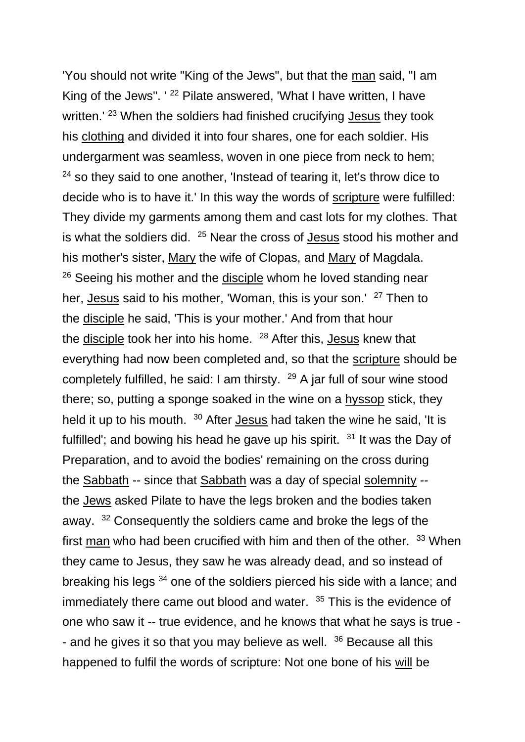'You should not write "King of the Jews", but that the man said, "I am King of the Jews". ' [22] Pilate answered, 'What I have written, I have written.' [23] When the soldiers had finished crucifying Jesus they took his clothing and divided it into four shares, one for each soldier. His undergarment was seamless, woven in one piece from neck to hem; [24] so they said to one another, 'Instead of tearing it, let's throw dice to decide who is to have it.' In this way the words of scripture were fulfilled: They divide my garments among them and cast lots for my clothes. That is what the soldiers did. [25] Near the cross of Jesus stood his mother and his mother's sister, Mary the wife of Clopas, and Mary of Magdala. [26] Seeing his mother and the disciple whom he loved standing near her, Jesus said to his mother, 'Woman, this is your son.' [27] Then to the disciple he said, 'This is your mother.' And from that hour the disciple took her into his home. [28] After this, Jesus knew that everything had now been completed and, so that the scripture should be completely fulfilled, he said: I am thirsty. [29] A jar full of sour wine stood there; so, putting a sponge soaked in the wine on a hyssop stick, they held it up to his mouth. [30] After Jesus had taken the wine he said, 'It is fulfilled'; and bowing his head he gave up his spirit. [31] It was the Day of Preparation, and to avoid the bodies' remaining on the cross during the Sabbath -- since that Sabbath was a day of special solemnity -- the Jews asked Pilate to have the legs broken and the bodies taken away. [32] Consequently the soldiers came and broke the legs of the first man who had been crucified with him and then of the other. [33] When they came to Jesus, they saw he was already dead, and so instead of breaking his legs [34] one of the soldiers pierced his side with a lance; and immediately there came out blood and water. [35] This is the evidence of one who saw it -- true evidence, and he knows that what he says is true -- and he gives it so that you may believe as well. [36] Because all this happened to fulfil the words of scripture: Not one bone of his will be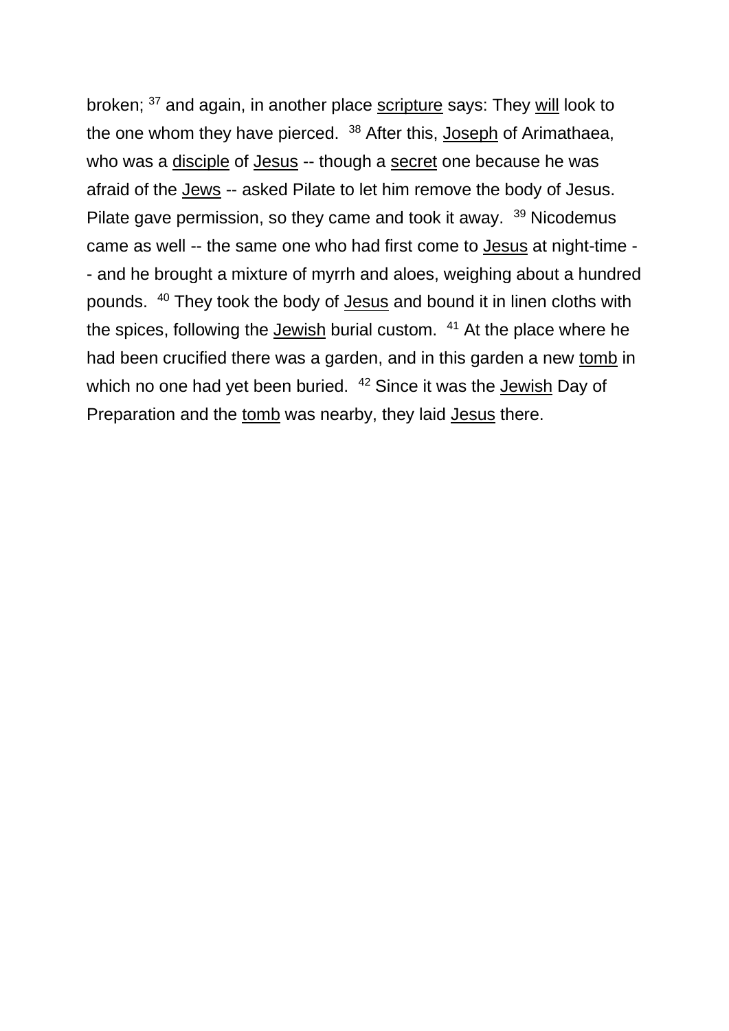broken; [37] and again, in another place scripture says: They will look to the one whom they have pierced. [38] After this, Joseph of Arimathaea, who was a disciple of Jesus -- though a secret one because he was afraid of the Jews -- asked Pilate to let him remove the body of Jesus. Pilate gave permission, so they came and took it away. [39] Nicodemus came as well -- the same one who had first come to Jesus at night-time -- and he brought a mixture of myrrh and aloes, weighing about a hundred pounds. [40] They took the body of Jesus and bound it in linen cloths with the spices, following the Jewish burial custom. [41] At the place where he had been crucified there was a garden, and in this garden a new tomb in which no one had yet been buried. [42] Since it was the Jewish Day of Preparation and the tomb was nearby, they laid Jesus there.